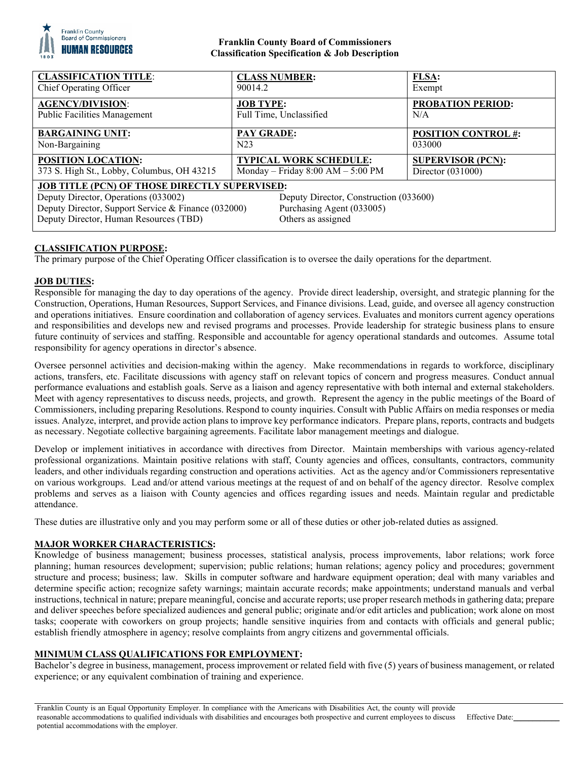Franklin County Board of Commissioners HUMAN RESOURCES

**Franklin County Board of Commissioners**
**Classification Specification & Job Description**

| | | |
|---|---|---|
| **CLASSIFICATION TITLE**:<br>Chief Operating Officer | **CLASS NUMBER:**<br>90014.2 | **FLSA:**<br>Exempt |
| **AGENCY/DIVISION**:<br>Public Facilities Management | **JOB TYPE:**<br>Full Time, Unclassified | **PROBATION PERIOD:**<br>N/A |
| **BARGAINING UNIT:**<br>Non-Bargaining | **PAY GRADE:**<br>N23 | **POSITION CONTROL #:**<br>033000 |
| **POSITION LOCATION:**<br>373 S. High St., Lobby, Columbus, OH 43215 | **TYPICAL WORK SCHEDULE:**<br>Monday – Friday 8:00 AM – 5:00 PM | **SUPERVISOR (PCN):**<br>Director (031000) |

**JOB TITLE (PCN) OF THOSE DIRECTLY SUPERVISED:**

Deputy Director, Operations (033002)
Deputy Director, Support Service & Finance (032000)
Deputy Director, Human Resources (TBD)
Deputy Director, Construction (033600)
Purchasing Agent (033005)
Others as assigned

## CLASSIFICATION PURPOSE:

The primary purpose of the Chief Operating Officer classification is to oversee the daily operations for the department.

## JOB DUTIES:

Responsible for managing the day to day operations of the agency. Provide direct leadership, oversight, and strategic planning for the Construction, Operations, Human Resources, Support Services, and Finance divisions. Lead, guide, and oversee all agency construction and operations initiatives. Ensure coordination and collaboration of agency services. Evaluates and monitors current agency operations and responsibilities and develops new and revised programs and processes. Provide leadership for strategic business plans to ensure future continuity of services and staffing. Responsible and accountable for agency operational standards and outcomes. Assume total responsibility for agency operations in director's absence.

Oversee personnel activities and decision-making within the agency. Make recommendations in regards to workforce, disciplinary actions, transfers, etc. Facilitate discussions with agency staff on relevant topics of concern and progress measures. Conduct annual performance evaluations and establish goals. Serve as a liaison and agency representative with both internal and external stakeholders. Meet with agency representatives to discuss needs, projects, and growth. Represent the agency in the public meetings of the Board of Commissioners, including preparing Resolutions. Respond to county inquiries. Consult with Public Affairs on media responses or media issues. Analyze, interpret, and provide action plans to improve key performance indicators. Prepare plans, reports, contracts and budgets as necessary. Negotiate collective bargaining agreements. Facilitate labor management meetings and dialogue.

Develop or implement initiatives in accordance with directives from Director. Maintain memberships with various agency-related professional organizations. Maintain positive relations with staff, County agencies and offices, consultants, contractors, community leaders, and other individuals regarding construction and operations activities. Act as the agency and/or Commissioners representative on various workgroups. Lead and/or attend various meetings at the request of and on behalf of the agency director. Resolve complex problems and serves as a liaison with County agencies and offices regarding issues and needs. Maintain regular and predictable attendance.

These duties are illustrative only and you may perform some or all of these duties or other job-related duties as assigned.

## MAJOR WORKER CHARACTERISTICS:

Knowledge of business management; business processes, statistical analysis, process improvements, labor relations; work force planning; human resources development; supervision; public relations; human relations; agency policy and procedures; government structure and process; business; law. Skills in computer software and hardware equipment operation; deal with many variables and determine specific action; recognize safety warnings; maintain accurate records; make appointments; understand manuals and verbal instructions, technical in nature; prepare meaningful, concise and accurate reports; use proper research methods in gathering data; prepare and deliver speeches before specialized audiences and general public; originate and/or edit articles and publication; work alone on most tasks; cooperate with coworkers on group projects; handle sensitive inquiries from and contacts with officials and general public; establish friendly atmosphere in agency; resolve complaints from angry citizens and governmental officials.

## MINIMUM CLASS QUALIFICATIONS FOR EMPLOYMENT:

Bachelor's degree in business, management, process improvement or related field with five (5) years of business management, or related experience; or any equivalent combination of training and experience.

Franklin County is an Equal Opportunity Employer. In compliance with the Americans with Disabilities Act, the county will provide reasonable accommodations to qualified individuals with disabilities and encourages both prospective and current employees to discuss potential accommodations with the employer.

Effective Date:____________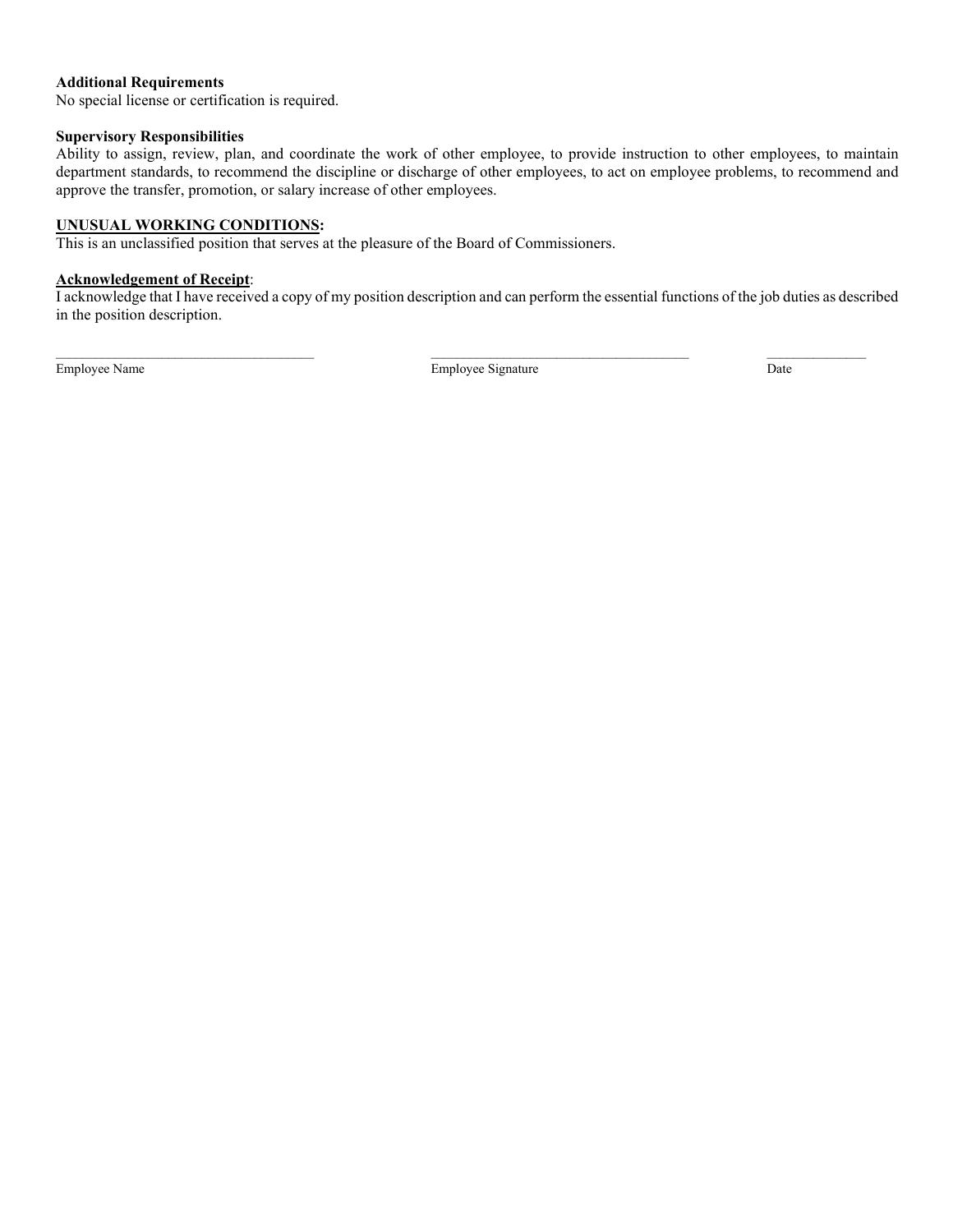**Additional Requirements**
No special license or certification is required.

**Supervisory Responsibilities**
Ability to assign, review, plan, and coordinate the work of other employee, to provide instruction to other employees, to maintain department standards, to recommend the discipline or discharge of other employees, to act on employee problems, to recommend and approve the transfer, promotion, or salary increase of other employees.

**UNUSUAL WORKING CONDITIONS:**
This is an unclassified position that serves at the pleasure of the Board of Commissioners.

**Acknowledgement of Receipt**:
I acknowledge that I have received a copy of my position description and can perform the essential functions of the job duties as described in the position description.

| | | |
|---|---|---|
| ______________________________ | ______________________________ | ____________ |
| Employee Name | Employee Signature | Date |